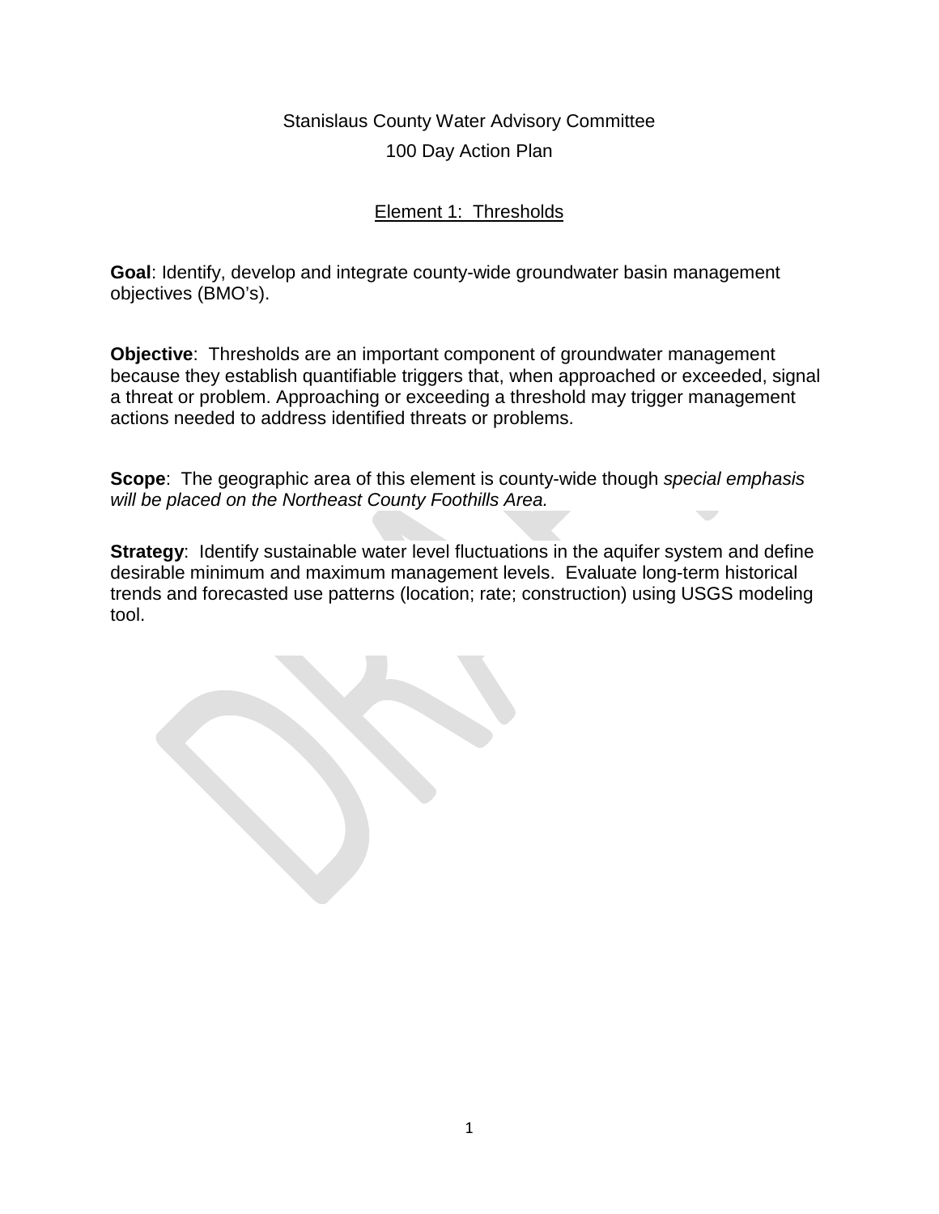# Stanislaus County Water Advisory Committee

# 100 Day Action Plan

## Element 1: Thresholds

**Goal**: Identify, develop and integrate county-wide groundwater basin management objectives (BMO's).

**Objective**: Thresholds are an important component of groundwater management because they establish quantifiable triggers that, when approached or exceeded, signal a threat or problem. Approaching or exceeding a threshold may trigger management actions needed to address identified threats or problems.

**Scope**: The geographic area of this element is county-wide though *special emphasis will be placed on the Northeast County Foothills Area.*

**Strategy**: Identify sustainable water level fluctuations in the aquifer system and define desirable minimum and maximum management levels. Evaluate long-term historical trends and forecasted use patterns (location; rate; construction) using USGS modeling tool.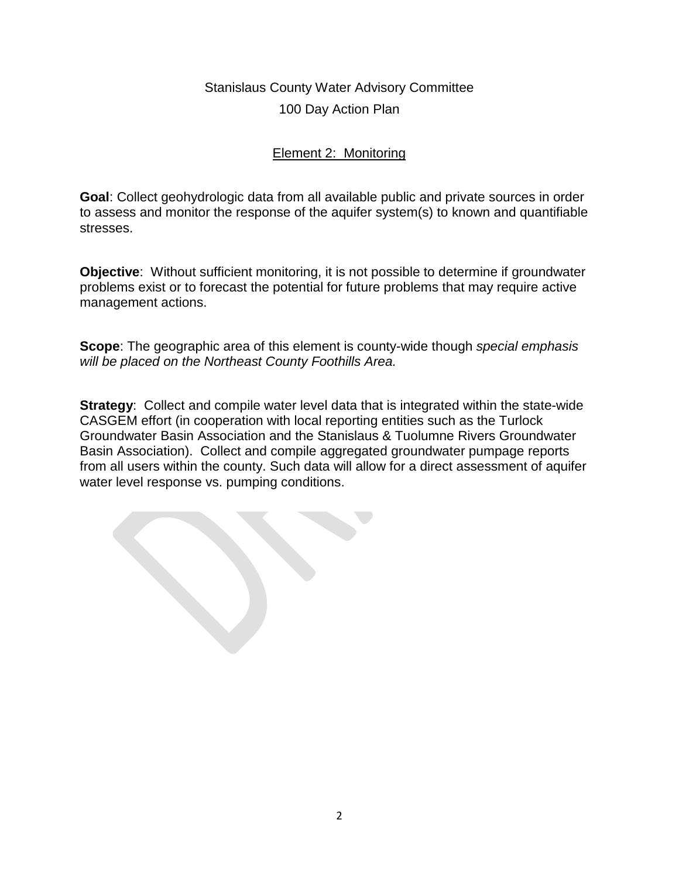Stanislaus County Water Advisory Committee

100 Day Action Plan

## Element 2: Monitoring

**Goal**: Collect geohydrologic data from all available public and private sources in order to assess and monitor the response of the aquifer system(s) to known and quantifiable stresses.

**Objective**: Without sufficient monitoring, it is not possible to determine if groundwater problems exist or to forecast the potential for future problems that may require active management actions.

**Scope**: The geographic area of this element is county-wide though *special emphasis will be placed on the Northeast County Foothills Area.*

**Strategy**: Collect and compile water level data that is integrated within the state-wide CASGEM effort (in cooperation with local reporting entities such as the Turlock Groundwater Basin Association and the Stanislaus & Tuolumne Rivers Groundwater Basin Association). Collect and compile aggregated groundwater pumpage reports from all users within the county. Such data will allow for a direct assessment of aquifer water level response vs. pumping conditions.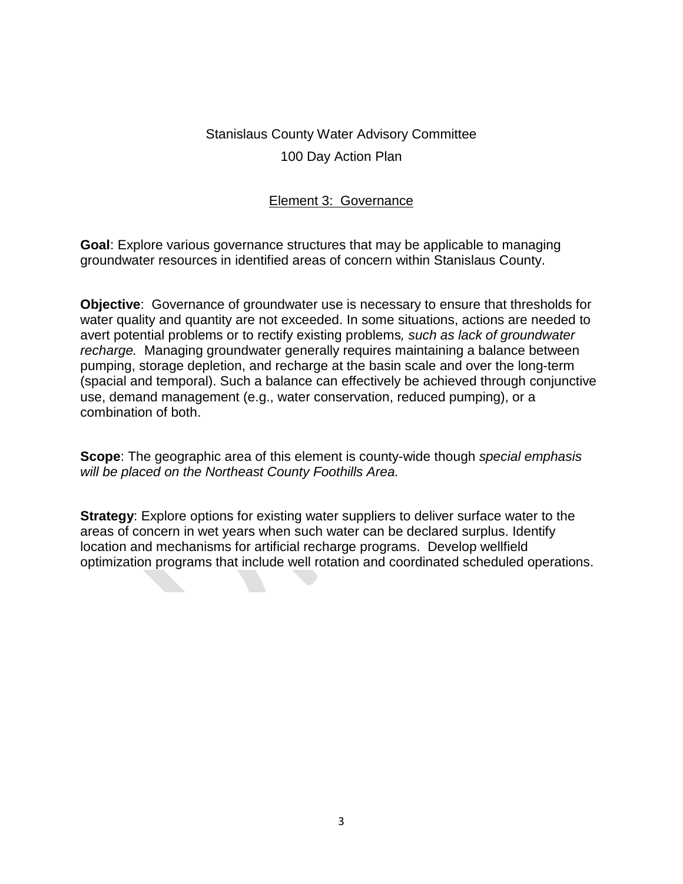Stanislaus County Water Advisory Committee

100 Day Action Plan

## Element 3: Governance

**Goal**: Explore various governance structures that may be applicable to managing groundwater resources in identified areas of concern within Stanislaus County.

**Objective**: Governance of groundwater use is necessary to ensure that thresholds for water quality and quantity are not exceeded. In some situations, actions are needed to avert potential problems or to rectify existing problems*, such as lack of groundwater recharge.* Managing groundwater generally requires maintaining a balance between pumping, storage depletion, and recharge at the basin scale and over the long-term (spacial and temporal). Such a balance can effectively be achieved through conjunctive use, demand management (e.g., water conservation, reduced pumping), or a combination of both.

**Scope**: The geographic area of this element is county-wide though *special emphasis will be placed on the Northeast County Foothills Area.*

**Strategy**: Explore options for existing water suppliers to deliver surface water to the areas of concern in wet years when such water can be declared surplus. Identify location and mechanisms for artificial recharge programs. Develop wellfield optimization programs that include well rotation and coordinated scheduled operations.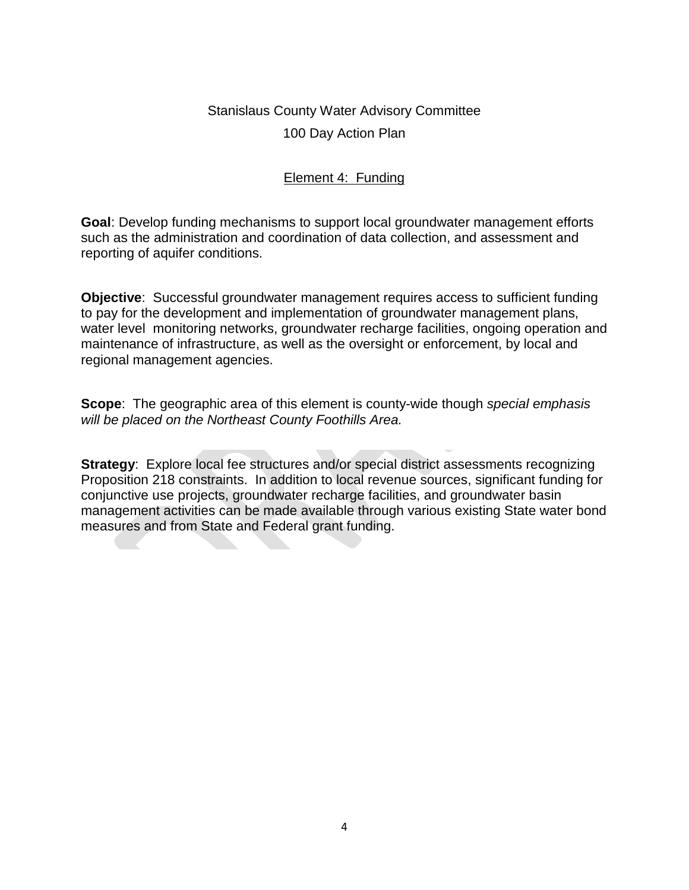Stanislaus County Water Advisory Committee

100 Day Action Plan

## Element 4: Funding

**Goal**: Develop funding mechanisms to support local groundwater management efforts such as the administration and coordination of data collection, and assessment and reporting of aquifer conditions.

**Objective**: Successful groundwater management requires access to sufficient funding to pay for the development and implementation of groundwater management plans, water level monitoring networks, groundwater recharge facilities, ongoing operation and maintenance of infrastructure, as well as the oversight or enforcement, by local and regional management agencies.

**Scope**: The geographic area of this element is county-wide though *special emphasis will be placed on the Northeast County Foothills Area.*

**Strategy**: Explore local fee structures and/or special district assessments recognizing Proposition 218 constraints. In addition to local revenue sources, significant funding for conjunctive use projects, groundwater recharge facilities, and groundwater basin management activities can be made available through various existing State water bond measures and from State and Federal grant funding.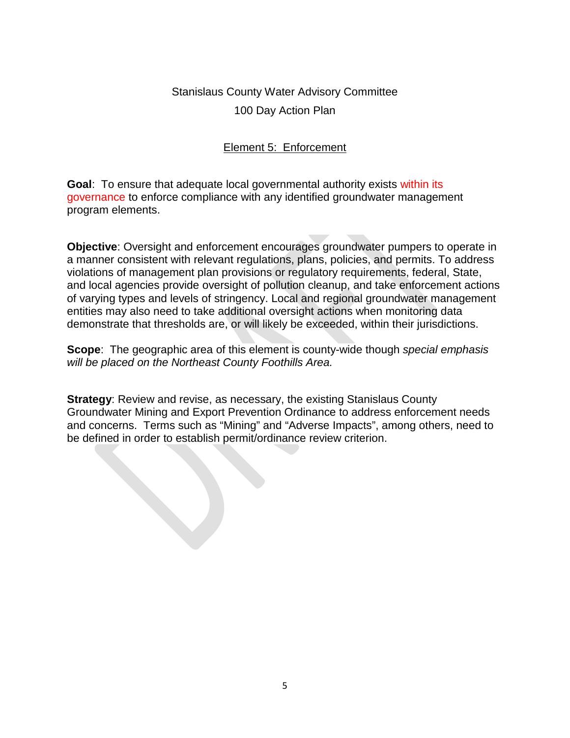Stanislaus County Water Advisory Committee

100 Day Action Plan

## Element 5: Enforcement

**Goal**: To ensure that adequate local governmental authority exists within its governance to enforce compliance with any identified groundwater management program elements.

**Objective**: Oversight and enforcement encourages groundwater pumpers to operate in a manner consistent with relevant regulations, plans, policies, and permits. To address violations of management plan provisions or regulatory requirements, federal, State, and local agencies provide oversight of pollution cleanup, and take enforcement actions of varying types and levels of stringency. Local and regional groundwater management entities may also need to take additional oversight actions when monitoring data demonstrate that thresholds are, or will likely be exceeded, within their jurisdictions.

**Scope**: The geographic area of this element is county-wide though *special emphasis will be placed on the Northeast County Foothills Area.*

**Strategy**: Review and revise, as necessary, the existing Stanislaus County Groundwater Mining and Export Prevention Ordinance to address enforcement needs and concerns. Terms such as "Mining" and "Adverse Impacts", among others, need to be defined in order to establish permit/ordinance review criterion.